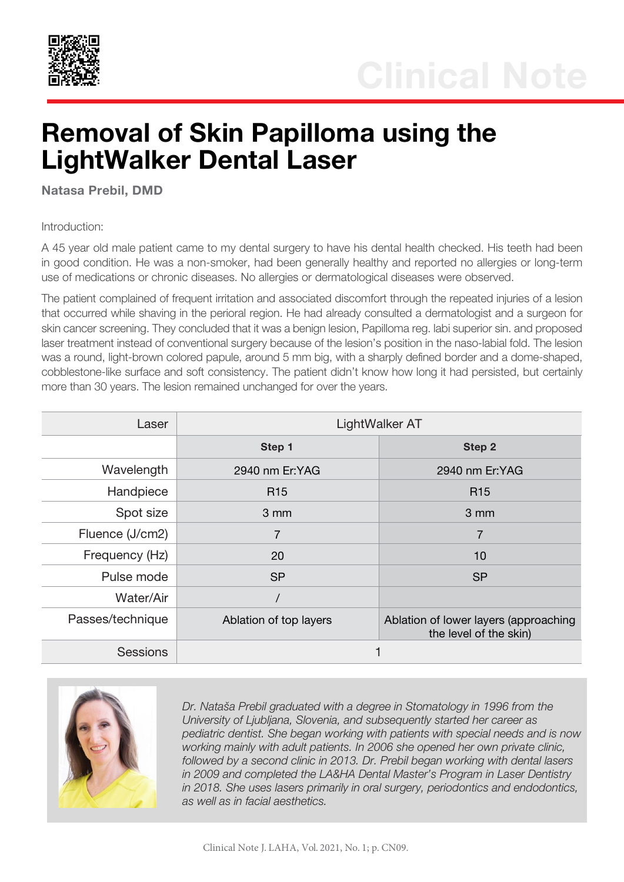Clinical Note

# Removal of Skin Papilloma using the LightWalker Dental Laser

**Natasa Prebil, DMD**

Introduction:

A 45 year old male patient came to my dental surgery to have his dental health checked. His teeth had been in good condition. He was a non-smoker, had been generally healthy and reported no allergies or long-term use of medications or chronic diseases. No allergies or dermatological diseases were observed.

The patient complained of frequent irritation and associated discomfort through the repeated injuries of a lesion that occurred while shaving in the perioral region. He had already consulted a dermatologist and a surgeon for skin cancer screening. They concluded that it was a benign lesion, Papilloma reg. labi superior sin. and proposed laser treatment instead of conventional surgery because of the lesion's position in the naso-labial fold. The lesion was a round, light-brown colored papule, around 5 mm big, with a sharply defined border and a dome-shaped, cobblestone-like surface and soft consistency. The patient didn't know how long it had persisted, but certainly more than 30 years. The lesion remained unchanged for over the years.

| Laser | LightWalker AT | |
|---|---|---|
| | **Step 1** | **Step 2** |
| Wavelength | 2940 nm Er:YAG | 2940 nm Er:YAG |
| Handpiece | R15 | R15 |
| Spot size | 3 mm | 3 mm |
| Fluence (J/cm2) | 7 | 7 |
| Frequency (Hz) | 20 | 10 |
| Pulse mode | SP | SP |
| Water/Air | / | |
| Passes/technique | Ablation of top layers | Ablation of lower layers (approaching the level of the skin) |
| Sessions | 1 | |

*Dr. Nataša Prebil graduated with a degree in Stomatology in 1996 from the University of Ljubljana, Slovenia, and subsequently started her career as pediatric dentist. She began working with patients with special needs and is now working mainly with adult patients. In 2006 she opened her own private clinic, followed by a second clinic in 2013. Dr. Prebil began working with dental lasers in 2009 and completed the LA&HA Dental Master's Program in Laser Dentistry in 2018. She uses lasers primarily in oral surgery, periodontics and endodontics, as well as in facial aesthetics.*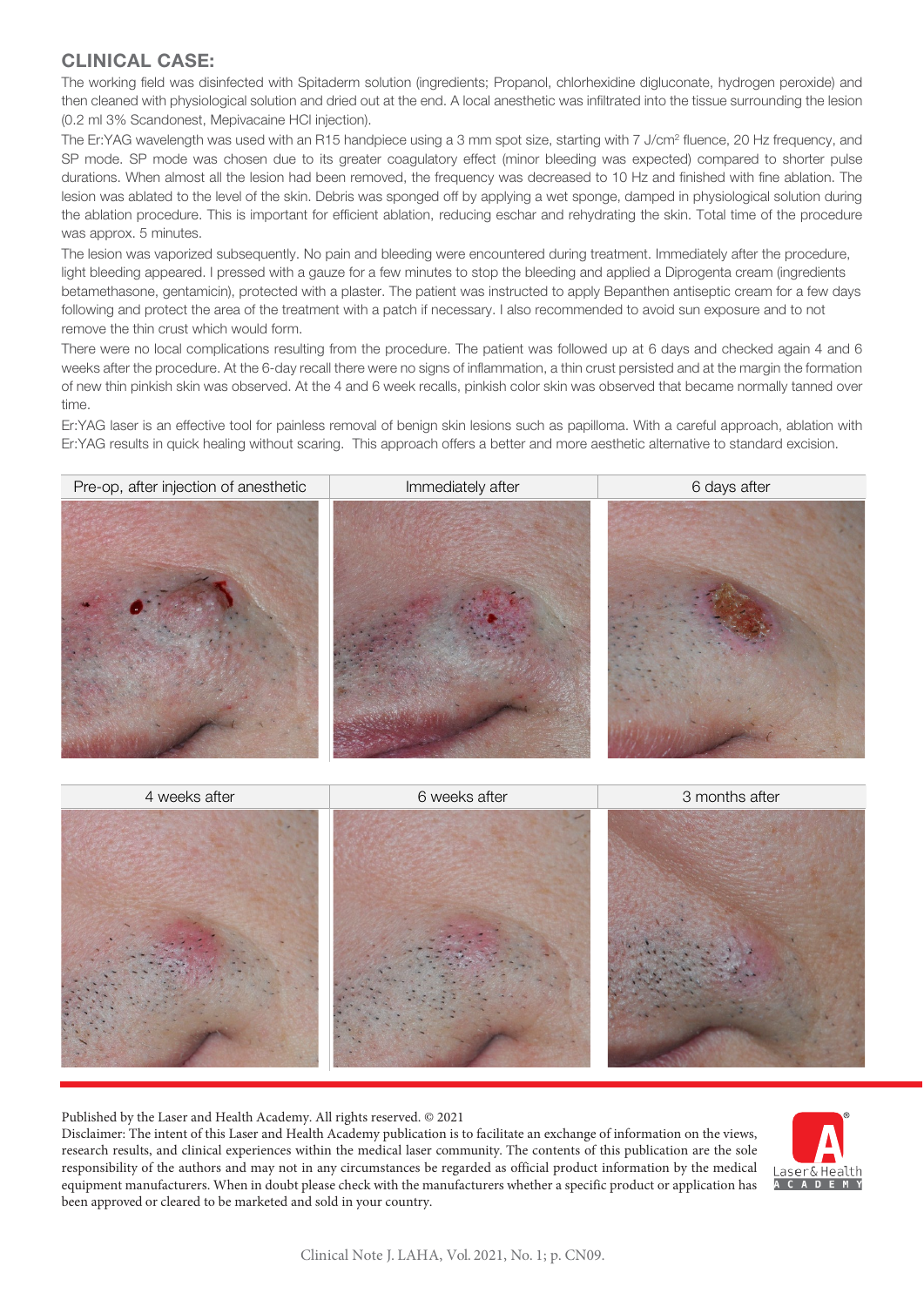## CLINICAL CASE:

The working field was disinfected with Spitaderm solution (ingredients; Propanol, chlorhexidine digluconate, hydrogen peroxide) and then cleaned with physiological solution and dried out at the end. A local anesthetic was infiltrated into the tissue surrounding the lesion (0.2 ml 3% Scandonest, Mepivacaine HCl injection).

The Er:YAG wavelength was used with an R15 handpiece using a 3 mm spot size, starting with 7 J/cm$^2$ fluence, 20 Hz frequency, and SP mode. SP mode was chosen due to its greater coagulatory effect (minor bleeding was expected) compared to shorter pulse durations. When almost all the lesion had been removed, the frequency was decreased to 10 Hz and finished with fine ablation. The lesion was ablated to the level of the skin. Debris was sponged off by applying a wet sponge, damped in physiological solution during the ablation procedure. This is important for efficient ablation, reducing eschar and rehydrating the skin. Total time of the procedure was approx. 5 minutes.

The lesion was vaporized subsequently. No pain and bleeding were encountered during treatment. Immediately after the procedure, light bleeding appeared. I pressed with a gauze for a few minutes to stop the bleeding and applied a Diprogenta cream (ingredients betamethasone, gentamicin), protected with a plaster. The patient was instructed to apply Bepanthen antiseptic cream for a few days following and protect the area of the treatment with a patch if necessary. I also recommended to avoid sun exposure and to not remove the thin crust which would form.

There were no local complications resulting from the procedure. The patient was followed up at 6 days and checked again 4 and 6 weeks after the procedure. At the 6-day recall there were no signs of inflammation, a thin crust persisted and at the margin the formation of new thin pinkish skin was observed. At the 4 and 6 week recalls, pinkish color skin was observed that became normally tanned over time.

Er:YAG laser is an effective tool for painless removal of benign skin lesions such as papilloma. With a careful approach, ablation with Er:YAG results in quick healing without scaring. This approach offers a better and more aesthetic alternative to standard excision.

Pre-op, after injection of anesthetic

Immediately after

6 days after

4 weeks after

6 weeks after

3 months after

Published by the Laser and Health Academy. All rights reserved. © 2021

Disclaimer: The intent of this Laser and Health Academy publication is to facilitate an exchange of information on the views, research results, and clinical experiences within the medical laser community. The contents of this publication are the sole responsibility of the authors and may not in any circumstances be regarded as official product information by the medical equipment manufacturers. When in doubt please check with the manufacturers whether a specific product or application has been approved or cleared to be marketed and sold in your country.